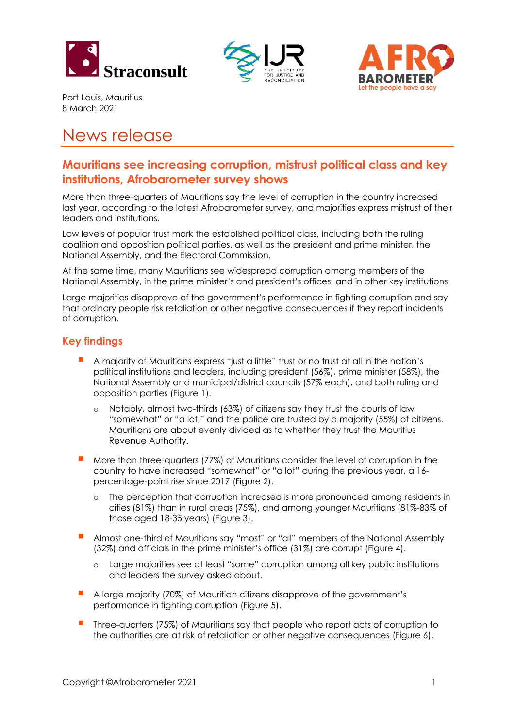Port Louis, Mauritius
8 March 2021

# News release

## Mauritians see increasing corruption, mistrust political class and key institutions, Afrobarometer survey shows

More than three-quarters of Mauritians say the level of corruption in the country increased last year, according to the latest Afrobarometer survey, and majorities express mistrust of their leaders and institutions.

Low levels of popular trust mark the established political class, including both the ruling coalition and opposition political parties, as well as the president and prime minister, the National Assembly, and the Electoral Commission.

At the same time, many Mauritians see widespread corruption among members of the National Assembly, in the prime minister's and president's offices, and in other key institutions.

Large majorities disapprove of the government's performance in fighting corruption and say that ordinary people risk retaliation or other negative consequences if they report incidents of corruption.

### Key findings

- A majority of Mauritians express "just a little" trust or no trust at all in the nation's political institutions and leaders, including president (56%), prime minister (58%), the National Assembly and municipal/district councils (57% each), and both ruling and opposition parties (Figure 1).
    - Notably, almost two-thirds (63%) of citizens say they trust the courts of law "somewhat" or "a lot," and the police are trusted by a majority (55%) of citizens. Mauritians are about evenly divided as to whether they trust the Mauritius Revenue Authority.
- More than three-quarters (77%) of Mauritians consider the level of corruption in the country to have increased "somewhat" or "a lot" during the previous year, a 16-percentage-point rise since 2017 (Figure 2).
    - The perception that corruption increased is more pronounced among residents in cities (81%) than in rural areas (75%), and among younger Mauritians (81%-83% of those aged 18-35 years) (Figure 3).
- Almost one-third of Mauritians say "most" or "all" members of the National Assembly (32%) and officials in the prime minister's office (31%) are corrupt (Figure 4).
    - Large majorities see at least "some" corruption among all key public institutions and leaders the survey asked about.
- A large majority (70%) of Mauritian citizens disapprove of the government's performance in fighting corruption (Figure 5).
- Three-quarters (75%) of Mauritians say that people who report acts of corruption to the authorities are at risk of retaliation or other negative consequences (Figure 6).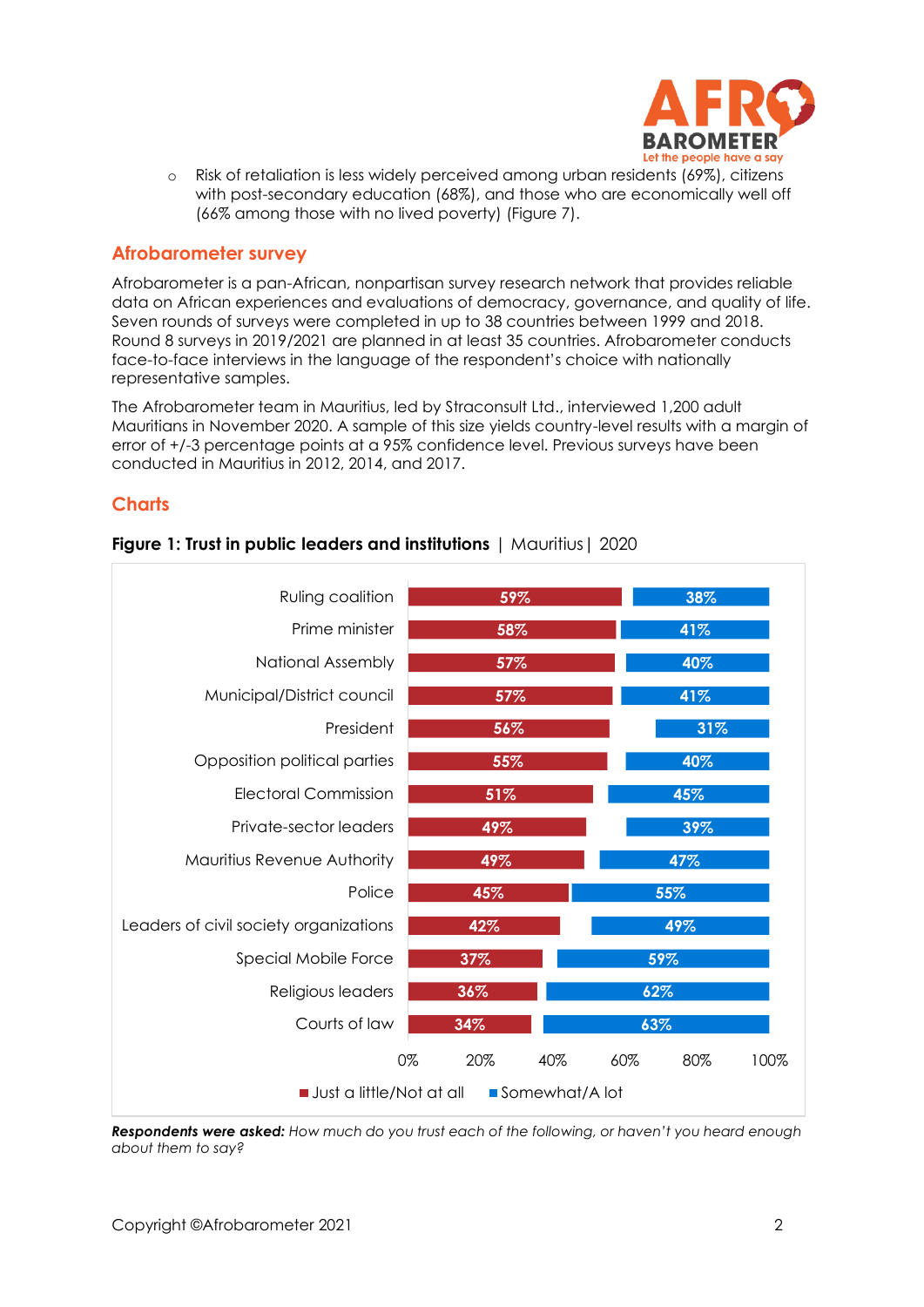- Risk of retaliation is less widely perceived among urban residents (69%), citizens with post-secondary education (68%), and those who are economically well off (66% among those with no lived poverty) (Figure 7).

## Afrobarometer survey

Afrobarometer is a pan-African, nonpartisan survey research network that provides reliable data on African experiences and evaluations of democracy, governance, and quality of life. Seven rounds of surveys were completed in up to 38 countries between 1999 and 2018. Round 8 surveys in 2019/2021 are planned in at least 35 countries. Afrobarometer conducts face-to-face interviews in the language of the respondent's choice with nationally representative samples.

The Afrobarometer team in Mauritius, led by Straconsult Ltd., interviewed 1,200 adult Mauritians in November 2020. A sample of this size yields country-level results with a margin of error of +/-3 percentage points at a 95% confidence level. Previous surveys have been conducted in Mauritius in 2012, 2014, and 2017.

## Charts

**Figure 1: Trust in public leaders and institutions** | Mauritius | 2020

| | Just a little/Not at all | Somewhat/A lot |
|---|---|---|
| Ruling coalition | 59% | 38% |
| Prime minister | 58% | 41% |
| National Assembly | 57% | 40% |
| Municipal/District council | 57% | 41% |
| President | 56% | 31% |
| Opposition political parties | 55% | 40% |
| Electoral Commission | 51% | 45% |
| Private-sector leaders | 49% | 39% |
| Mauritius Revenue Authority | 49% | 47% |
| Police | 45% | 55% |
| Leaders of civil society organizations | 42% | 49% |
| Special Mobile Force | 37% | 59% |
| Religious leaders | 36% | 62% |
| Courts of law | 34% | 63% |

***Respondents were asked:*** *How much do you trust each of the following, or haven't you heard enough about them to say?*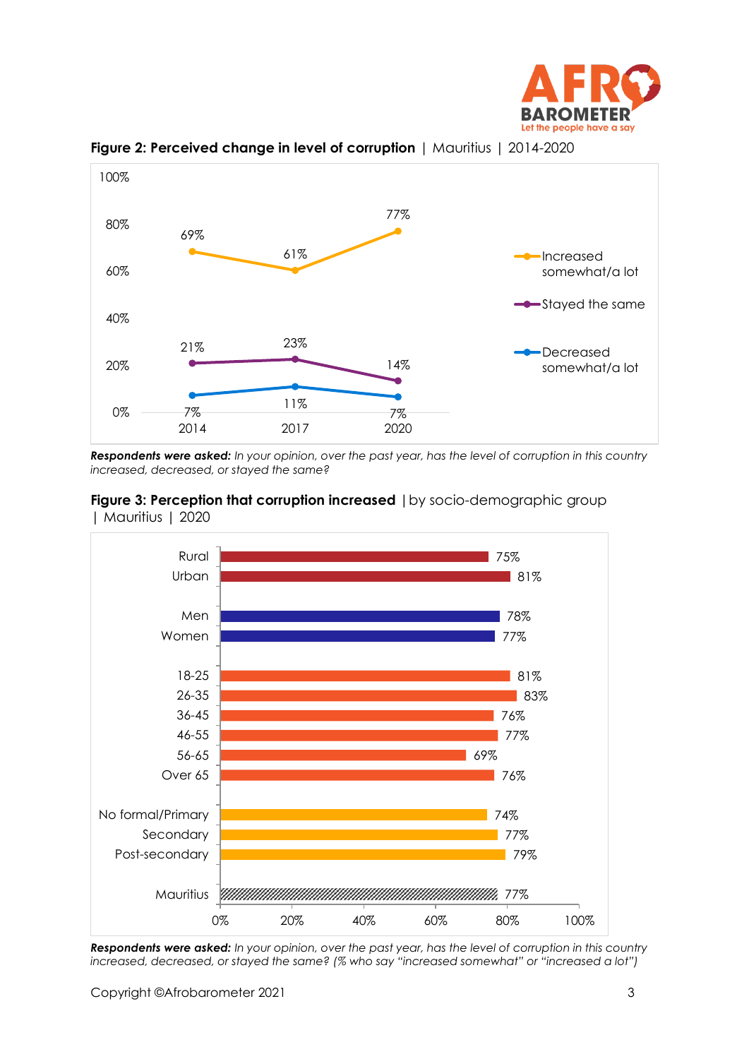**Figure 2: Perceived change in level of corruption** | Mauritius | 2014-2020

| | 2014 | 2017 | 2020 |
|---|---|---|---|
| Increased somewhat/a lot | 69% | 61% | 77% |
| Stayed the same | 21% | 23% | 14% |
| Decreased somewhat/a lot | 7% | 11% | 7% |

***Respondents were asked:*** *In your opinion, over the past year, has the level of corruption in this country increased, decreased, or stayed the same?*

**Figure 3: Perception that corruption increased** | by socio-demographic group | Mauritius | 2020

| Group | % |
|---|---|
| Rural | 75% |
| Urban | 81% |
| Men | 78% |
| Women | 77% |
| 18-25 | 81% |
| 26-35 | 83% |
| 36-45 | 76% |
| 46-55 | 77% |
| 56-65 | 69% |
| Over 65 | 76% |
| No formal/Primary | 74% |
| Secondary | 77% |
| Post-secondary | 79% |
| Mauritius | 77% |

***Respondents were asked:*** *In your opinion, over the past year, has the level of corruption in this country increased, decreased, or stayed the same? (% who say "increased somewhat" or "increased a lot")*

Copyright ©Afrobarometer 2021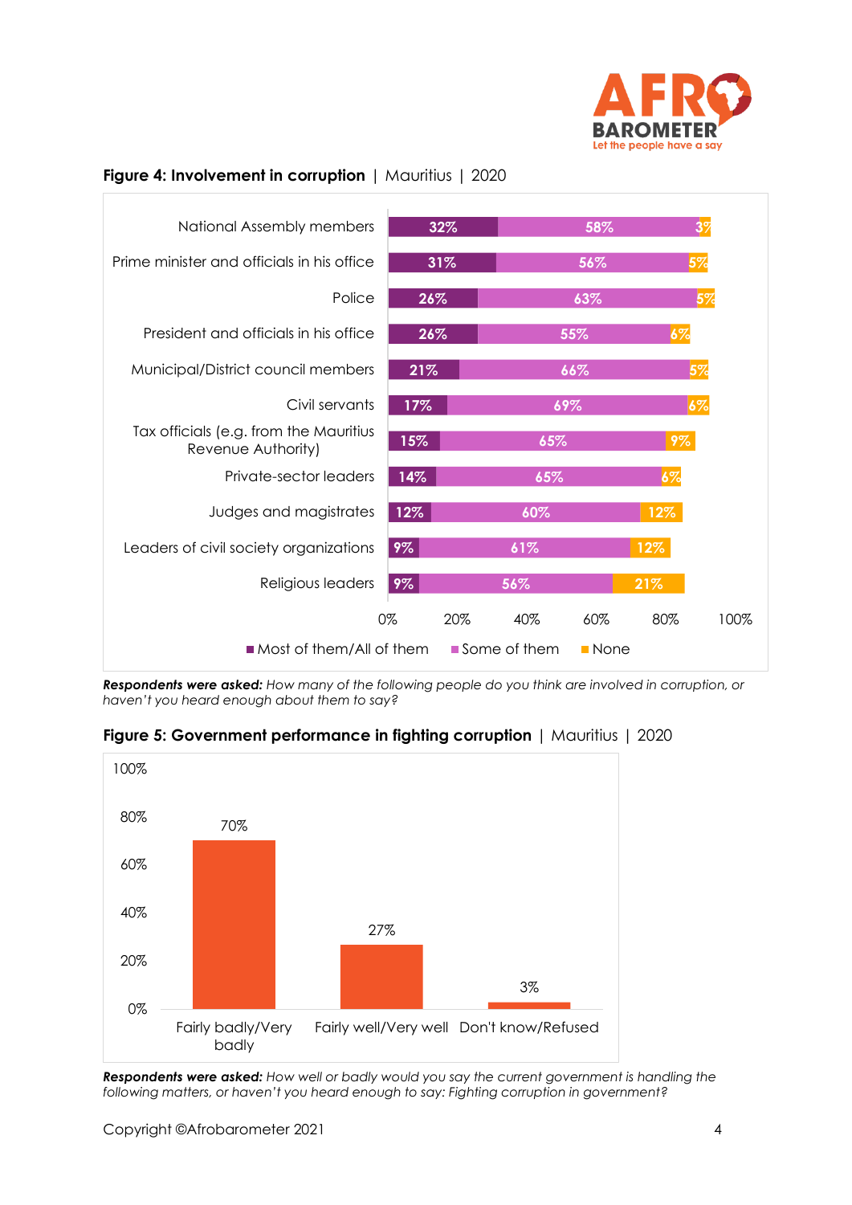**Figure 4: Involvement in corruption** | Mauritius | 2020

| | Most of them/All of them | Some of them | None |
|---|---|---|---|
| National Assembly members | 32% | 58% | 3% |
| Prime minister and officials in his office | 31% | 56% | 5% |
| Police | 26% | 63% | 5% |
| President and officials in his office | 26% | 55% | 6% |
| Municipal/District council members | 21% | 66% | 5% |
| Civil servants | 17% | 69% | 6% |
| Tax officials (e.g. from the Mauritius Revenue Authority) | 15% | 65% | 9% |
| Private-sector leaders | 14% | 65% | 6% |
| Judges and magistrates | 12% | 60% | 12% |
| Leaders of civil society organizations | 9% | 61% | 12% |
| Religious leaders | 9% | 56% | 21% |

***Respondents were asked:*** *How many of the following people do you think are involved in corruption, or haven't you heard enough about them to say?*

**Figure 5: Government performance in fighting corruption** | Mauritius | 2020

| Fairly badly/Very badly | Fairly well/Very well | Don't know/Refused |
|---|---|---|
| 70% | 27% | 3% |

***Respondents were asked:*** *How well or badly would you say the current government is handling the following matters, or haven't you heard enough to say: Fighting corruption in government?*

Copyright ©Afrobarometer 2021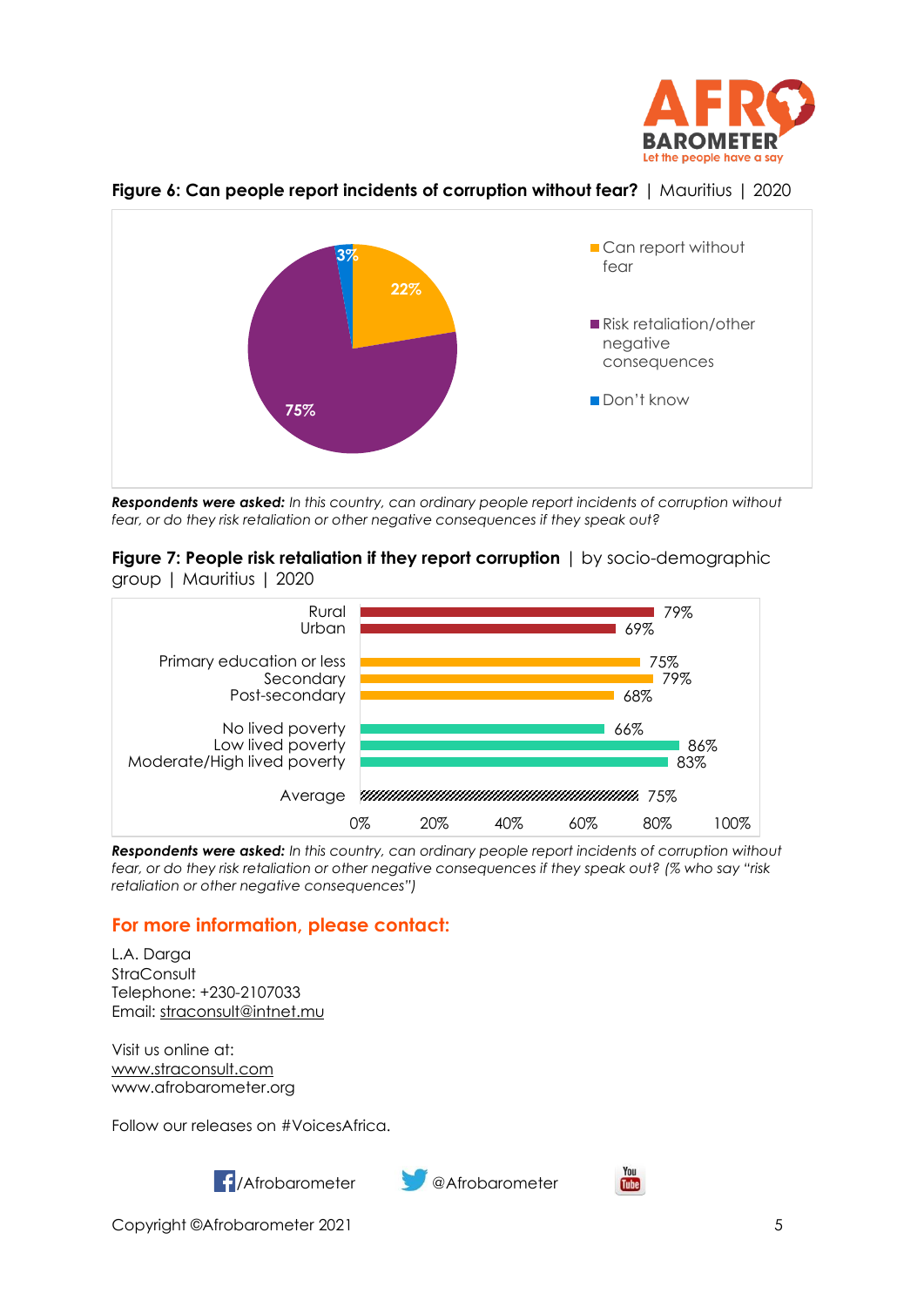**Figure 6: Can people report incidents of corruption without fear?** | Mauritius | 2020

3%
22%
75%

Can report without fear
Risk retaliation/other negative consequences
Don't know

***Respondents were asked:*** *In this country, can ordinary people report incidents of corruption without fear, or do they risk retaliation or other negative consequences if they speak out?*

**Figure 7: People risk retaliation if they report corruption** | by socio-demographic group | Mauritius | 2020

Rural 79%
Urban 69%
Primary education or less 75%
Secondary 79%
Post-secondary 68%
No lived poverty 66%
Low lived poverty 86%
Moderate/High lived poverty 83%
Average 75%

0% 20% 40% 60% 80% 100%

***Respondents were asked:*** *In this country, can ordinary people report incidents of corruption without fear, or do they risk retaliation or other negative consequences if they speak out? (% who say "risk retaliation or other negative consequences")*

## For more information, please contact:

L.A. Darga
StraConsult
Telephone: +230-2107033
Email: straconsult@intnet.mu

Visit us online at:
www.straconsult.com
www.afrobarometer.org

Follow our releases on #VoicesAfrica.

/Afrobarometer @Afrobarometer

Copyright ©Afrobarometer 2021